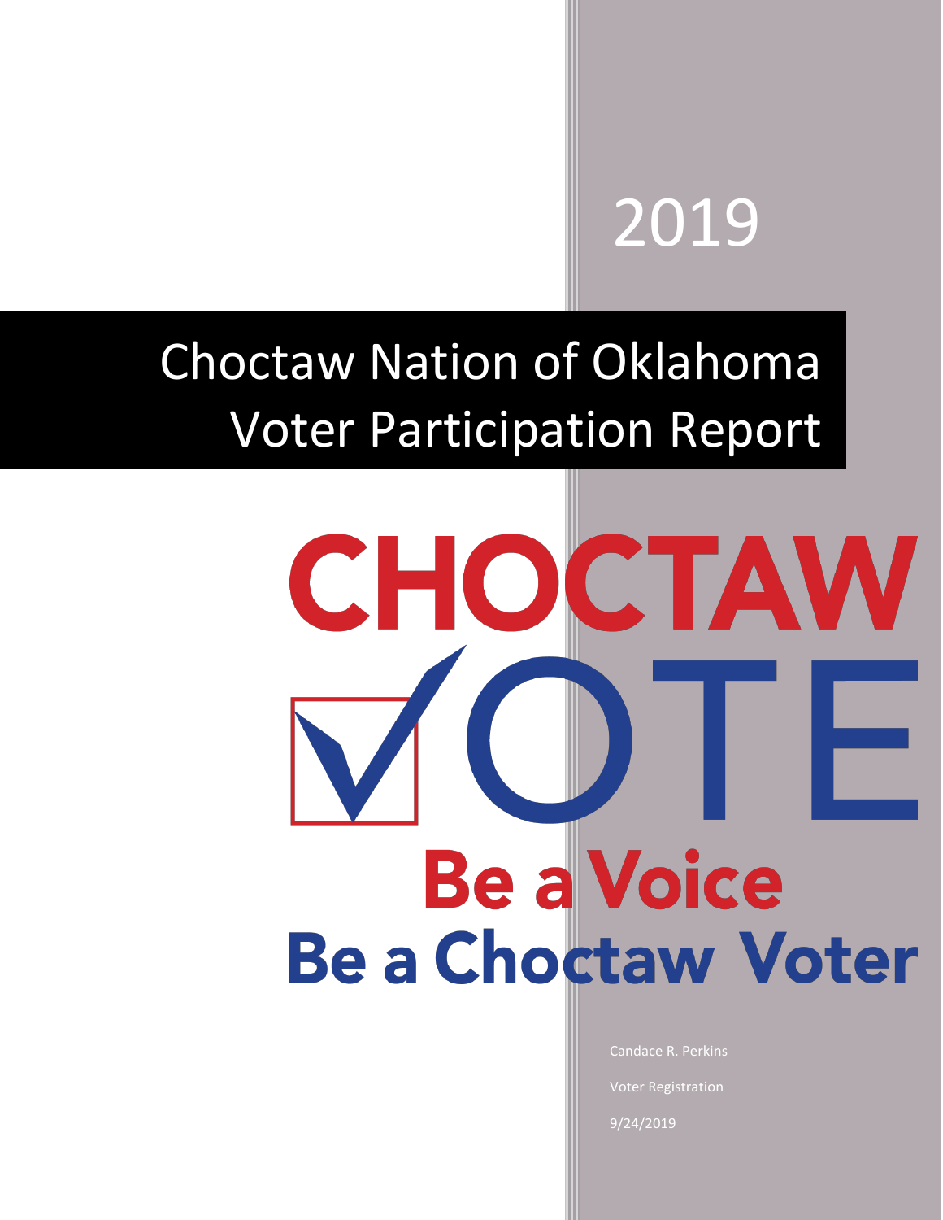2019

# Choctaw Nation of Oklahoma Voter Participation Report

CHOCTAW VOTE

Be a Voice
Be a Choctaw Voter

Candace R. Perkins

Voter Registration

9/24/2019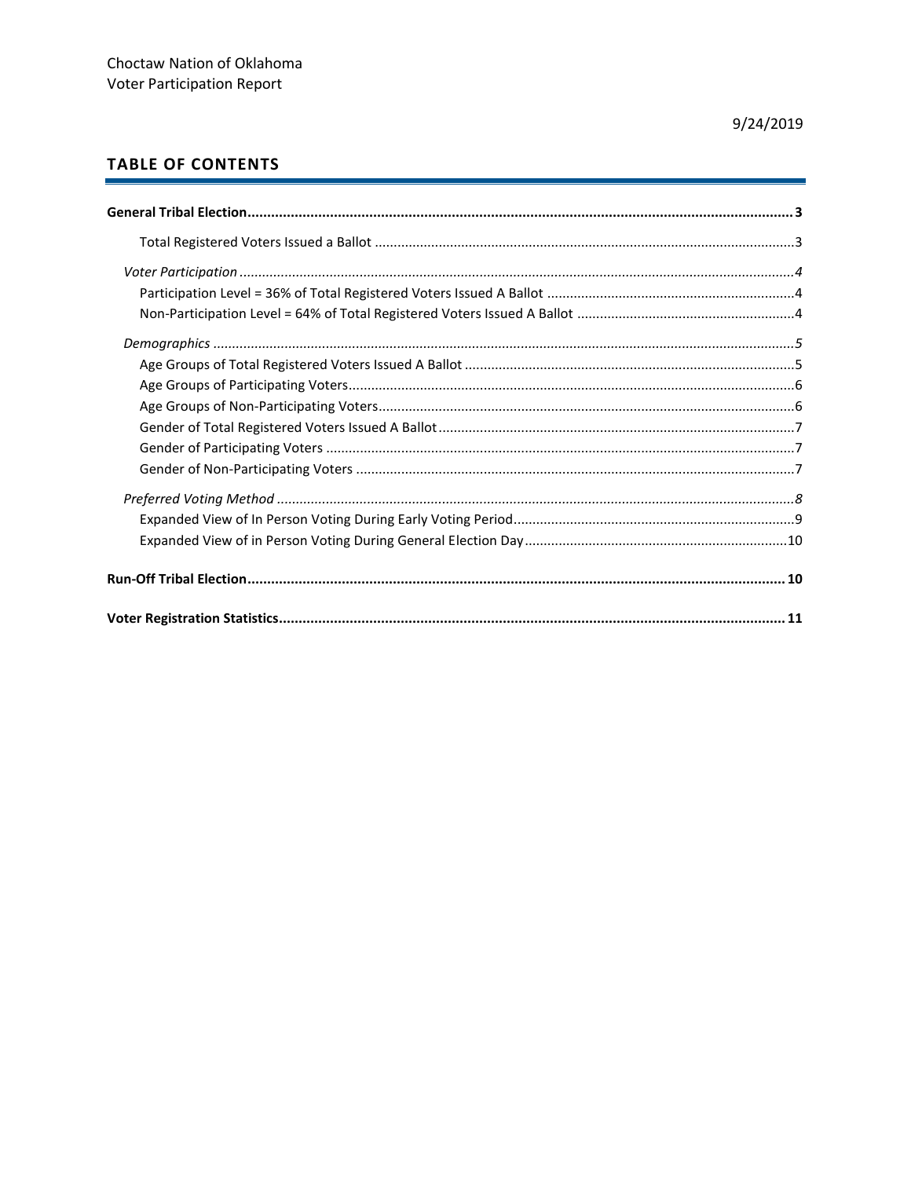Choctaw Nation of Oklahoma
Voter Participation Report

9/24/2019

## TABLE OF CONTENTS

**General Tribal Election** .......... **3**

- Total Registered Voters Issued a Ballot .......... 3

*Voter Participation* .......... *4*

- Participation Level = 36% of Total Registered Voters Issued A Ballot .......... 4
- Non-Participation Level = 64% of Total Registered Voters Issued A Ballot .......... 4

*Demographics* .......... *5*

- Age Groups of Total Registered Voters Issued A Ballot .......... 5
- Age Groups of Participating Voters .......... 6
- Age Groups of Non-Participating Voters .......... 6
- Gender of Total Registered Voters Issued A Ballot .......... 7
- Gender of Participating Voters .......... 7
- Gender of Non-Participating Voters .......... 7

*Preferred Voting Method* .......... *8*

- Expanded View of In Person Voting During Early Voting Period .......... 9
- Expanded View of in Person Voting During General Election Day .......... 10

**Run-Off Tribal Election** .......... **10**

**Voter Registration Statistics** .......... **11**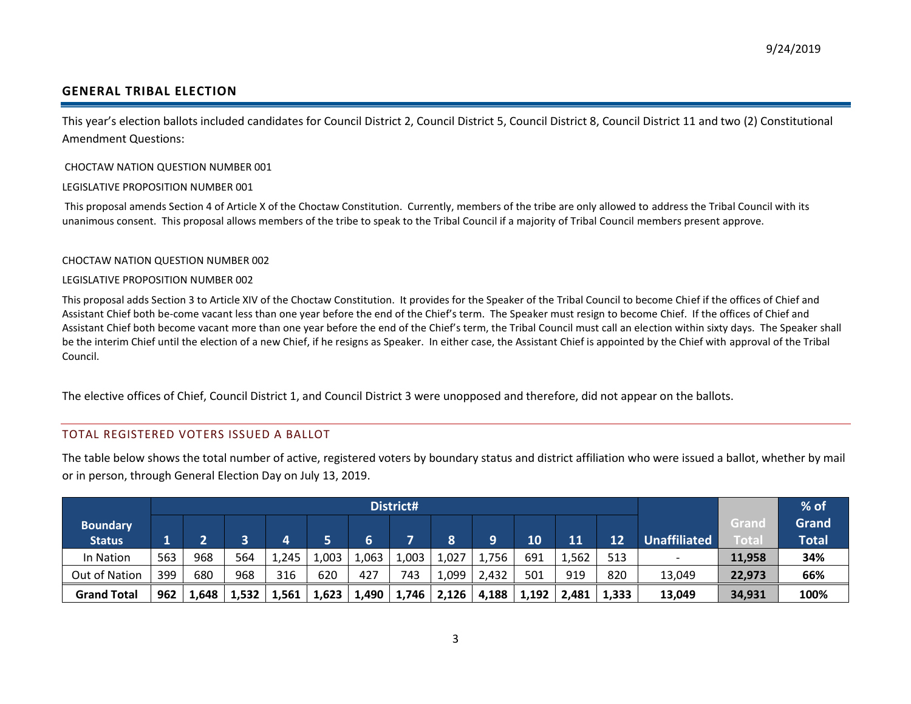## GENERAL TRIBAL ELECTION

This year's election ballots included candidates for Council District 2, Council District 5, Council District 8, Council District 11 and two (2) Constitutional Amendment Questions:

CHOCTAW NATION QUESTION NUMBER 001

LEGISLATIVE PROPOSITION NUMBER 001

This proposal amends Section 4 of Article X of the Choctaw Constitution. Currently, members of the tribe are only allowed to address the Tribal Council with its unanimous consent. This proposal allows members of the tribe to speak to the Tribal Council if a majority of Tribal Council members present approve.

CHOCTAW NATION QUESTION NUMBER 002

LEGISLATIVE PROPOSITION NUMBER 002

This proposal adds Section 3 to Article XIV of the Choctaw Constitution. It provides for the Speaker of the Tribal Council to become Chief if the offices of Chief and Assistant Chief both be-come vacant less than one year before the end of the Chief's term. The Speaker must resign to become Chief. If the offices of Chief and Assistant Chief both become vacant more than one year before the end of the Chief's term, the Tribal Council must call an election within sixty days. The Speaker shall be the interim Chief until the election of a new Chief, if he resigns as Speaker. In either case, the Assistant Chief is appointed by the Chief with approval of the Tribal Council.

The elective offices of Chief, Council District 1, and Council District 3 were unopposed and therefore, did not appear on the ballots.

### TOTAL REGISTERED VOTERS ISSUED A BALLOT

The table below shows the total number of active, registered voters by boundary status and district affiliation who were issued a ballot, whether by mail or in person, through General Election Day on July 13, 2019.

| Boundary Status | District# | | | | | | | | | | | | Unaffiliated | Grand Total | % of Grand Total |
|---|---|---|---|---|---|---|---|---|---|---|---|---|---|---|---|
| | 1 | 2 | 3 | 4 | 5 | 6 | 7 | 8 | 9 | 10 | 11 | 12 | | | |
| In Nation | 563 | 968 | 564 | 1,245 | 1,003 | 1,063 | 1,003 | 1,027 | 1,756 | 691 | 1,562 | 513 | - | **11,958** | **34%** |
| Out of Nation | 399 | 680 | 968 | 316 | 620 | 427 | 743 | 1,099 | 2,432 | 501 | 919 | 820 | 13,049 | **22,973** | **66%** |
| **Grand Total** | **962** | **1,648** | **1,532** | **1,561** | **1,623** | **1,490** | **1,746** | **2,126** | **4,188** | **1,192** | **2,481** | **1,333** | 13,049 | **34,931** | **100%** |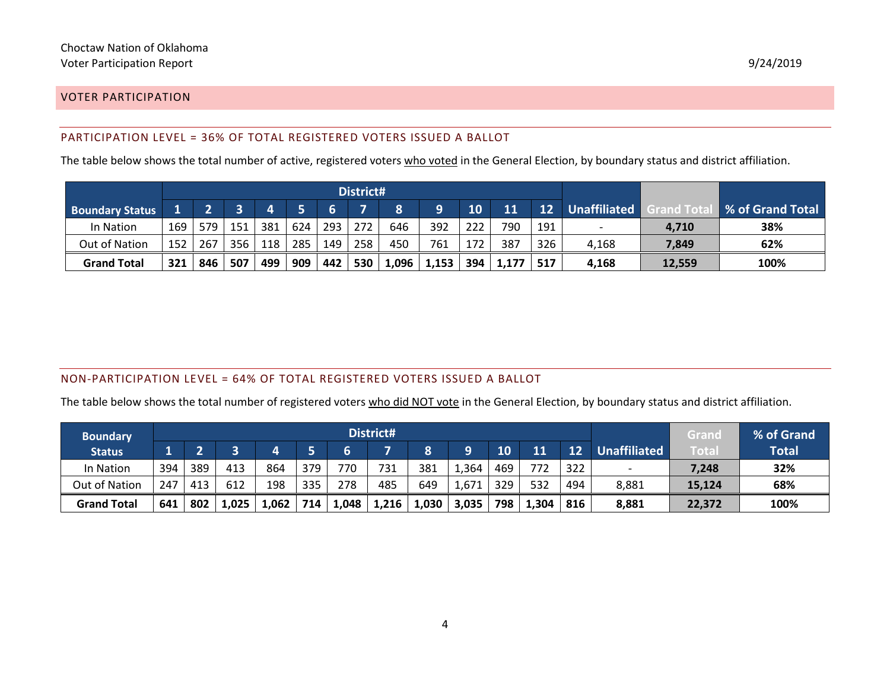## VOTER PARTICIPATION

### PARTICIPATION LEVEL = 36% OF TOTAL REGISTERED VOTERS ISSUED A BALLOT

The table below shows the total number of active, registered voters who voted in the General Election, by boundary status and district affiliation.

| Boundary Status | District# | | | | | | | | | | | | Unaffiliated | Grand Total | % of Grand Total |
|---|---|---|---|---|---|---|---|---|---|---|---|---|---|---|---|
| | 1 | 2 | 3 | 4 | 5 | 6 | 7 | 8 | 9 | 10 | 11 | 12 | | | |
| In Nation | 169 | 579 | 151 | 381 | 624 | 293 | 272 | 646 | 392 | 222 | 790 | 191 | - | **4,710** | **38%** |
| Out of Nation | 152 | 267 | 356 | 118 | 285 | 149 | 258 | 450 | 761 | 172 | 387 | 326 | 4,168 | **7,849** | **62%** |
| **Grand Total** | **321** | **846** | **507** | **499** | **909** | **442** | **530** | **1,096** | **1,153** | **394** | **1,177** | **517** | **4,168** | **12,559** | **100%** |

### NON-PARTICIPATION LEVEL = 64% OF TOTAL REGISTERED VOTERS ISSUED A BALLOT

The table below shows the total number of registered voters who did NOT vote in the General Election, by boundary status and district affiliation.

| Boundary Status | District# | | | | | | | | | | | | Unaffiliated | Grand Total | % of Grand Total |
|---|---|---|---|---|---|---|---|---|---|---|---|---|---|---|---|
| | 1 | 2 | 3 | 4 | 5 | 6 | 7 | 8 | 9 | 10 | 11 | 12 | | | |
| In Nation | 394 | 389 | 413 | 864 | 379 | 770 | 731 | 381 | 1,364 | 469 | 772 | 322 | - | **7,248** | **32%** |
| Out of Nation | 247 | 413 | 612 | 198 | 335 | 278 | 485 | 649 | 1,671 | 329 | 532 | 494 | 8,881 | **15,124** | **68%** |
| **Grand Total** | **641** | **802** | **1,025** | **1,062** | **714** | **1,048** | **1,216** | **1,030** | **3,035** | **798** | **1,304** | **816** | **8,881** | **22,372** | **100%** |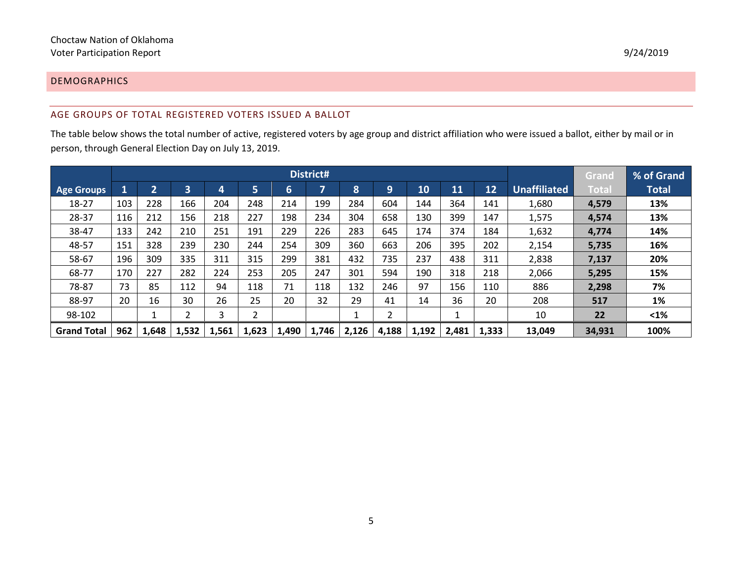Choctaw Nation of Oklahoma
Voter Participation Report

9/24/2019

## DEMOGRAPHICS

### AGE GROUPS OF TOTAL REGISTERED VOTERS ISSUED A BALLOT

The table below shows the total number of active, registered voters by age group and district affiliation who were issued a ballot, either by mail or in person, through General Election Day on July 13, 2019.

| | District# | | | | | | | | | | | | | | |
|---|---|---|---|---|---|---|---|---|---|---|---|---|---|---|---|
| **Age Groups** | **1** | **2** | **3** | **4** | **5** | **6** | **7** | **8** | **9** | **10** | **11** | **12** | **Unaffiliated** | **Grand Total** | **% of Grand Total** |
| 18-27 | 103 | 228 | 166 | 204 | 248 | 214 | 199 | 284 | 604 | 144 | 364 | 141 | 1,680 | **4,579** | **13%** |
| 28-37 | 116 | 212 | 156 | 218 | 227 | 198 | 234 | 304 | 658 | 130 | 399 | 147 | 1,575 | **4,574** | **13%** |
| 38-47 | 133 | 242 | 210 | 251 | 191 | 229 | 226 | 283 | 645 | 174 | 374 | 184 | 1,632 | **4,774** | **14%** |
| 48-57 | 151 | 328 | 239 | 230 | 244 | 254 | 309 | 360 | 663 | 206 | 395 | 202 | 2,154 | **5,735** | **16%** |
| 58-67 | 196 | 309 | 335 | 311 | 315 | 299 | 381 | 432 | 735 | 237 | 438 | 311 | 2,838 | **7,137** | **20%** |
| 68-77 | 170 | 227 | 282 | 224 | 253 | 205 | 247 | 301 | 594 | 190 | 318 | 218 | 2,066 | **5,295** | **15%** |
| 78-87 | 73 | 85 | 112 | 94 | 118 | 71 | 118 | 132 | 246 | 97 | 156 | 110 | 886 | **2,298** | **7%** |
| 88-97 | 20 | 16 | 30 | 26 | 25 | 20 | 32 | 29 | 41 | 14 | 36 | 20 | 208 | **517** | **1%** |
| 98-102 | | 1 | 2 | 3 | 2 | | | 1 | 2 | | 1 | | 10 | **22** | **<1%** |
| **Grand Total** | **962** | **1,648** | **1,532** | **1,561** | **1,623** | **1,490** | **1,746** | **2,126** | **4,188** | **1,192** | **2,481** | **1,333** | **13,049** | **34,931** | **100%** |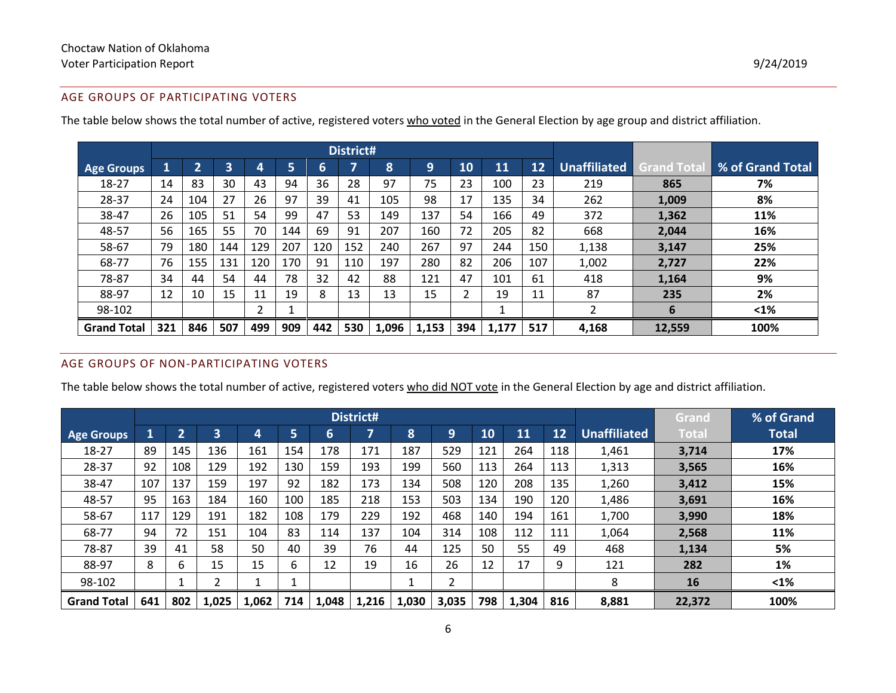## AGE GROUPS OF PARTICIPATING VOTERS

The table below shows the total number of active, registered voters who voted in the General Election by age group and district affiliation.

| | District# | | | | | | | | | | | | | | |
|---|---|---|---|---|---|---|---|---|---|---|---|---|---|---|---|
| **Age Groups** | **1** | **2** | **3** | **4** | **5** | **6** | **7** | **8** | **9** | **10** | **11** | **12** | **Unaffiliated** | **Grand Total** | **% of Grand Total** |
| 18-27 | 14 | 83 | 30 | 43 | 94 | 36 | 28 | 97 | 75 | 23 | 100 | 23 | 219 | **865** | **7%** |
| 28-37 | 24 | 104 | 27 | 26 | 97 | 39 | 41 | 105 | 98 | 17 | 135 | 34 | 262 | **1,009** | **8%** |
| 38-47 | 26 | 105 | 51 | 54 | 99 | 47 | 53 | 149 | 137 | 54 | 166 | 49 | 372 | **1,362** | **11%** |
| 48-57 | 56 | 165 | 55 | 70 | 144 | 69 | 91 | 207 | 160 | 72 | 205 | 82 | 668 | **2,044** | **16%** |
| 58-67 | 79 | 180 | 144 | 129 | 207 | 120 | 152 | 240 | 267 | 97 | 244 | 150 | 1,138 | **3,147** | **25%** |
| 68-77 | 76 | 155 | 131 | 120 | 170 | 91 | 110 | 197 | 280 | 82 | 206 | 107 | 1,002 | **2,727** | **22%** |
| 78-87 | 34 | 44 | 54 | 44 | 78 | 32 | 42 | 88 | 121 | 47 | 101 | 61 | 418 | **1,164** | **9%** |
| 88-97 | 12 | 10 | 15 | 11 | 19 | 8 | 13 | 13 | 15 | 2 | 19 | 11 | 87 | **235** | **2%** |
| 98-102 | | | | 2 | 1 | | | | | | 1 | | 2 | **6** | **<1%** |
| **Grand Total** | **321** | **846** | **507** | **499** | **909** | **442** | **530** | **1,096** | **1,153** | **394** | **1,177** | **517** | **4,168** | **12,559** | **100%** |

## AGE GROUPS OF NON-PARTICIPATING VOTERS

The table below shows the total number of active, registered voters who did NOT vote in the General Election by age and district affiliation.

| | District# | | | | | | | | | | | | | | |
|---|---|---|---|---|---|---|---|---|---|---|---|---|---|---|---|
| **Age Groups** | **1** | **2** | **3** | **4** | **5** | **6** | **7** | **8** | **9** | **10** | **11** | **12** | **Unaffiliated** | **Grand Total** | **% of Grand Total** |
| 18-27 | 89 | 145 | 136 | 161 | 154 | 178 | 171 | 187 | 529 | 121 | 264 | 118 | 1,461 | **3,714** | **17%** |
| 28-37 | 92 | 108 | 129 | 192 | 130 | 159 | 193 | 199 | 560 | 113 | 264 | 113 | 1,313 | **3,565** | **16%** |
| 38-47 | 107 | 137 | 159 | 197 | 92 | 182 | 173 | 134 | 508 | 120 | 208 | 135 | 1,260 | **3,412** | **15%** |
| 48-57 | 95 | 163 | 184 | 160 | 100 | 185 | 218 | 153 | 503 | 134 | 190 | 120 | 1,486 | **3,691** | **16%** |
| 58-67 | 117 | 129 | 191 | 182 | 108 | 179 | 229 | 192 | 468 | 140 | 194 | 161 | 1,700 | **3,990** | **18%** |
| 68-77 | 94 | 72 | 151 | 104 | 83 | 114 | 137 | 104 | 314 | 108 | 112 | 111 | 1,064 | **2,568** | **11%** |
| 78-87 | 39 | 41 | 58 | 50 | 40 | 39 | 76 | 44 | 125 | 50 | 55 | 49 | 468 | **1,134** | **5%** |
| 88-97 | 8 | 6 | 15 | 15 | 6 | 12 | 19 | 16 | 26 | 12 | 17 | 9 | 121 | **282** | **1%** |
| 98-102 | | 1 | 2 | 1 | 1 | | | 1 | 2 | | | | 8 | **16** | **<1%** |
| **Grand Total** | **641** | **802** | **1,025** | **1,062** | **714** | **1,048** | **1,216** | **1,030** | **3,035** | **798** | **1,304** | **816** | **8,881** | **22,372** | **100%** |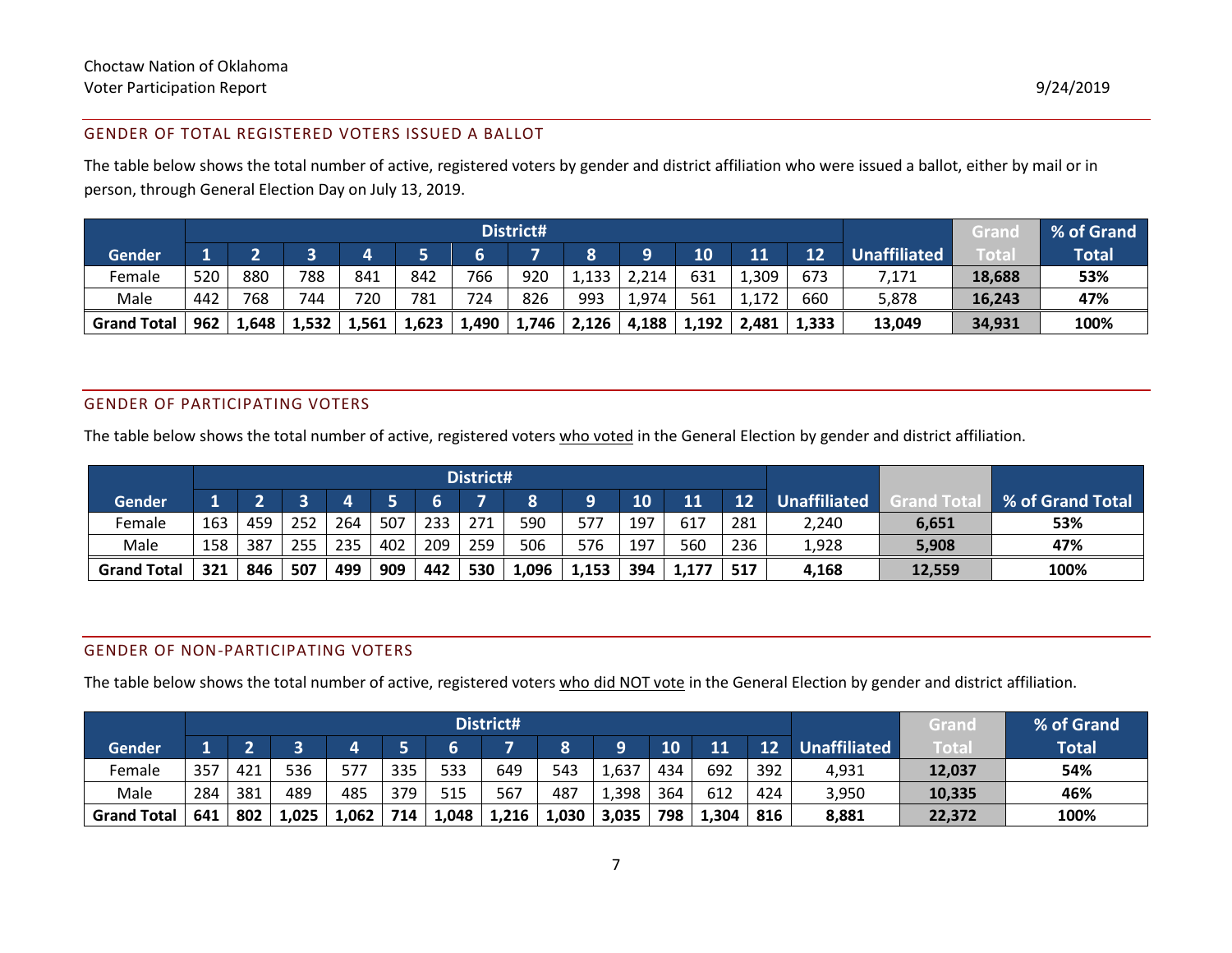Choctaw Nation of Oklahoma
Voter Participation Report

9/24/2019

## GENDER OF TOTAL REGISTERED VOTERS ISSUED A BALLOT

The table below shows the total number of active, registered voters by gender and district affiliation who were issued a ballot, either by mail or in person, through General Election Day on July 13, 2019.

| | District# | | | | | | | | | | | | | | |
|---|---|---|---|---|---|---|---|---|---|---|---|---|---|---|---|
| **Gender** | **1** | **2** | **3** | **4** | **5** | **6** | **7** | **8** | **9** | **10** | **11** | **12** | **Unaffiliated** | **Grand Total** | **% of Grand Total** |
| Female | 520 | 880 | 788 | 841 | 842 | 766 | 920 | 1,133 | 2,214 | 631 | 1,309 | 673 | 7,171 | **18,688** | **53%** |
| Male | 442 | 768 | 744 | 720 | 781 | 724 | 826 | 993 | 1,974 | 561 | 1,172 | 660 | 5,878 | **16,243** | **47%** |
| **Grand Total** | **962** | **1,648** | **1,532** | **1,561** | **1,623** | **1,490** | **1,746** | **2,126** | **4,188** | **1,192** | **2,481** | **1,333** | **13,049** | **34,931** | **100%** |

## GENDER OF PARTICIPATING VOTERS

The table below shows the total number of active, registered voters who voted in the General Election by gender and district affiliation.

| | District# | | | | | | | | | | | | | | |
|---|---|---|---|---|---|---|---|---|---|---|---|---|---|---|---|
| **Gender** | **1** | **2** | **3** | **4** | **5** | **6** | **7** | **8** | **9** | **10** | **11** | **12** | **Unaffiliated** | **Grand Total** | **% of Grand Total** |
| Female | 163 | 459 | 252 | 264 | 507 | 233 | 271 | 590 | 577 | 197 | 617 | 281 | 2,240 | **6,651** | **53%** |
| Male | 158 | 387 | 255 | 235 | 402 | 209 | 259 | 506 | 576 | 197 | 560 | 236 | 1,928 | **5,908** | **47%** |
| **Grand Total** | **321** | **846** | **507** | **499** | **909** | **442** | **530** | **1,096** | **1,153** | **394** | **1,177** | **517** | **4,168** | **12,559** | **100%** |

## GENDER OF NON-PARTICIPATING VOTERS

The table below shows the total number of active, registered voters who did NOT vote in the General Election by gender and district affiliation.

| | District# | | | | | | | | | | | | | | |
|---|---|---|---|---|---|---|---|---|---|---|---|---|---|---|---|
| **Gender** | **1** | **2** | **3** | **4** | **5** | **6** | **7** | **8** | **9** | **10** | **11** | **12** | **Unaffiliated** | **Grand Total** | **% of Grand Total** |
| Female | 357 | 421 | 536 | 577 | 335 | 533 | 649 | 543 | 1,637 | 434 | 692 | 392 | 4,931 | **12,037** | **54%** |
| Male | 284 | 381 | 489 | 485 | 379 | 515 | 567 | 487 | 1,398 | 364 | 612 | 424 | 3,950 | **10,335** | **46%** |
| **Grand Total** | **641** | **802** | **1,025** | **1,062** | **714** | **1,048** | **1,216** | **1,030** | **3,035** | **798** | **1,304** | **816** | **8,881** | **22,372** | **100%** |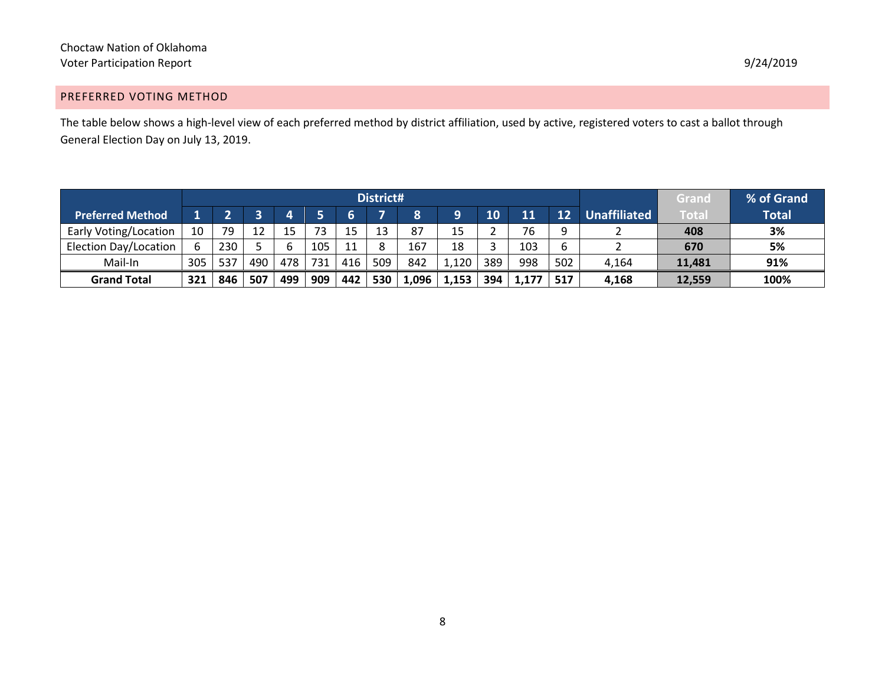Choctaw Nation of Oklahoma
Voter Participation Report

9/24/2019

## PREFERRED VOTING METHOD

The table below shows a high-level view of each preferred method by district affiliation, used by active, registered voters to cast a ballot through General Election Day on July 13, 2019.

| | District# | | | | | | | | | | | | | | |
|---|---|---|---|---|---|---|---|---|---|---|---|---|---|---|---|
| **Preferred Method** | **1** | **2** | **3** | **4** | **5** | **6** | **7** | **8** | **9** | **10** | **11** | **12** | **Unaffiliated** | **Grand Total** | **% of Grand Total** |
| Early Voting/Location | 10 | 79 | 12 | 15 | 73 | 15 | 13 | 87 | 15 | 2 | 76 | 9 | 2 | **408** | **3%** |
| Election Day/Location | 6 | 230 | 5 | 6 | 105 | 11 | 8 | 167 | 18 | 3 | 103 | 6 | 2 | **670** | **5%** |
| Mail-In | 305 | 537 | 490 | 478 | 731 | 416 | 509 | 842 | 1,120 | 389 | 998 | 502 | 4,164 | **11,481** | **91%** |
| **Grand Total** | **321** | **846** | **507** | **499** | **909** | **442** | **530** | **1,096** | **1,153** | **394** | **1,177** | **517** | **4,168** | **12,559** | **100%** |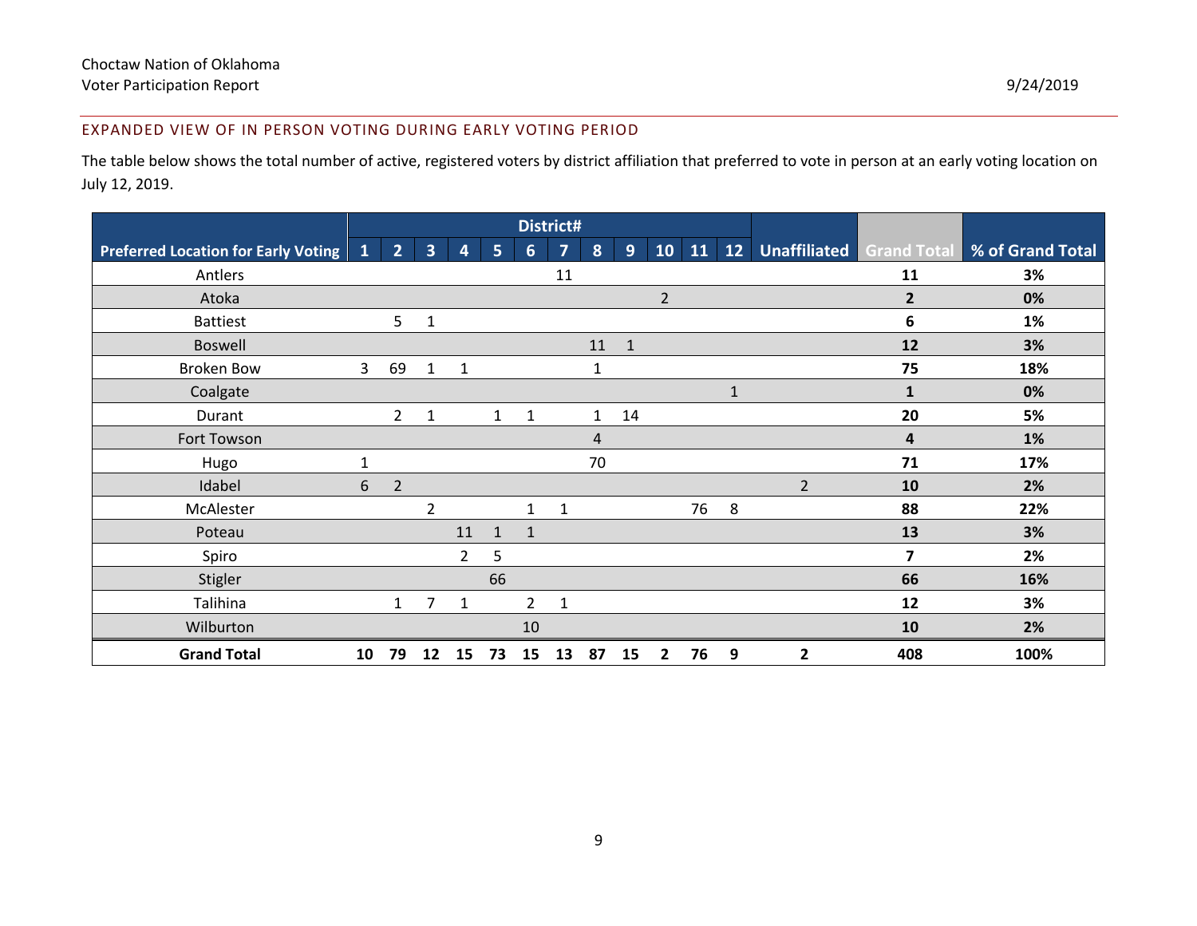### EXPANDED VIEW OF IN PERSON VOTING DURING EARLY VOTING PERIOD

The table below shows the total number of active, registered voters by district affiliation that preferred to vote in person at an early voting location on July 12, 2019.

| Preferred Location for Early Voting | District# | | | | | | | | | | | | Unaffiliated | Grand Total | % of Grand Total |
|---|---|---|---|---|---|---|---|---|---|---|---|---|---|---|---|
| | 1 | 2 | 3 | 4 | 5 | 6 | 7 | 8 | 9 | 10 | 11 | 12 | | | |
| Antlers | | | | | | | 11 | | | | | | | **11** | **3%** |
| Atoka | | | | | | | | | | 2 | | | | **2** | **0%** |
| Battiest | | 5 | 1 | | | | | | | | | | | **6** | **1%** |
| Boswell | | | | | | | | 11 | 1 | | | | | **12** | **3%** |
| Broken Bow | 3 | 69 | 1 | 1 | | | | 1 | | | | | | **75** | **18%** |
| Coalgate | | | | | | | | | | | | 1 | | **1** | **0%** |
| Durant | | 2 | 1 | | 1 | 1 | | 1 | 14 | | | | | **20** | **5%** |
| Fort Towson | | | | | | | | 4 | | | | | | **4** | **1%** |
| Hugo | 1 | | | | | | | 70 | | | | | | **71** | **17%** |
| Idabel | 6 | 2 | | | | | | | | | | | 2 | **10** | **2%** |
| McAlester | | | 2 | | | 1 | 1 | | | | 76 | 8 | | **88** | **22%** |
| Poteau | | | | 11 | 1 | 1 | | | | | | | | **13** | **3%** |
| Spiro | | | | 2 | 5 | | | | | | | | | **7** | **2%** |
| Stigler | | | | | 66 | | | | | | | | | **66** | **16%** |
| Talihina | | 1 | 7 | 1 | | 2 | 1 | | | | | | | **12** | **3%** |
| Wilburton | | | | | | 10 | | | | | | | | **10** | **2%** |
| **Grand Total** | **10** | **79** | **12** | **15** | **73** | **15** | **13** | **87** | **15** | **2** | **76** | **9** | **2** | **408** | **100%** |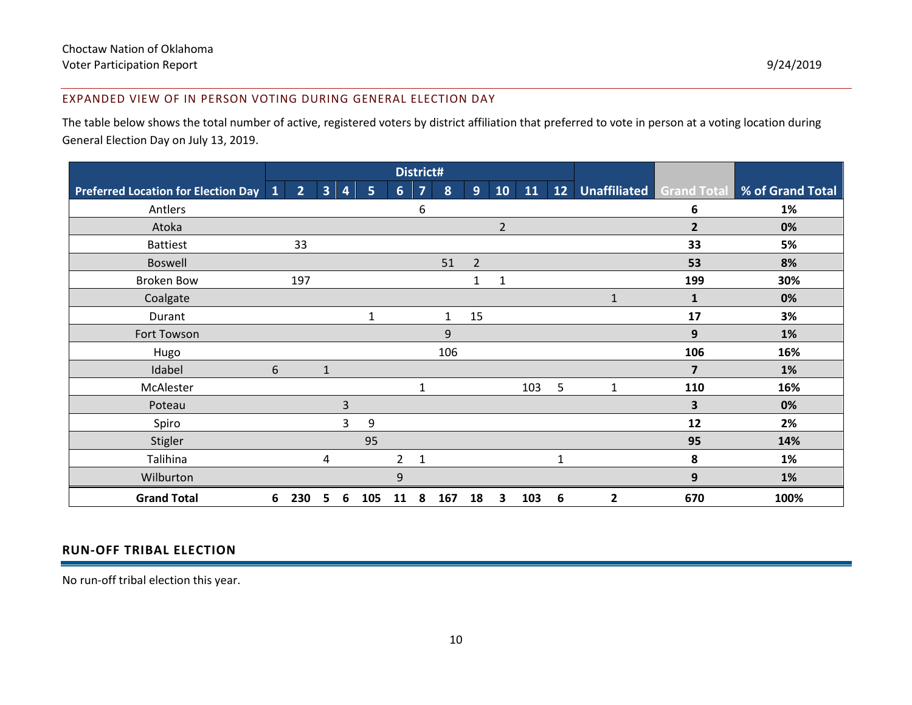## EXPANDED VIEW OF IN PERSON VOTING DURING GENERAL ELECTION DAY

The table below shows the total number of active, registered voters by district affiliation that preferred to vote in person at a voting location during General Election Day on July 13, 2019.

| | District# | | | | | | | | | | | | | | |
|---|---|---|---|---|---|---|---|---|---|---|---|---|---|---|---|
| Preferred Location for Election Day | 1 | 2 | 3 | 4 | 5 | 6 | 7 | 8 | 9 | 10 | 11 | 12 | Unaffiliated | Grand Total | % of Grand Total |
| Antlers | | | | | | | 6 | | | | | | | **6** | **1%** |
| Atoka | | | | | | | | | | 2 | | | | **2** | **0%** |
| Battiest | | 33 | | | | | | | | | | | | **33** | **5%** |
| Boswell | | | | | | | | 51 | 2 | | | | | **53** | **8%** |
| Broken Bow | | 197 | | | | | | | 1 | 1 | | | | **199** | **30%** |
| Coalgate | | | | | | | | | | | | | 1 | **1** | **0%** |
| Durant | | | | | 1 | | | 1 | 15 | | | | | **17** | **3%** |
| Fort Towson | | | | | | | | 9 | | | | | | **9** | **1%** |
| Hugo | | | | | | | | 106 | | | | | | **106** | **16%** |
| Idabel | 6 | | 1 | | | | | | | | | | | **7** | **1%** |
| McAlester | | | | | | | 1 | | | | 103 | 5 | 1 | **110** | **16%** |
| Poteau | | | | 3 | | | | | | | | | | **3** | **0%** |
| Spiro | | | | 3 | 9 | | | | | | | | | **12** | **2%** |
| Stigler | | | | | 95 | | | | | | | | | **95** | **14%** |
| Talihina | | | 4 | | | 2 | 1 | | | | | 1 | | **8** | **1%** |
| Wilburton | | | | | | 9 | | | | | | | | **9** | **1%** |
| **Grand Total** | **6** | **230** | **5** | **6** | **105** | **11** | **8** | **167** | **18** | **3** | **103** | **6** | **2** | **670** | **100%** |

## RUN-OFF TRIBAL ELECTION

No run-off tribal election this year.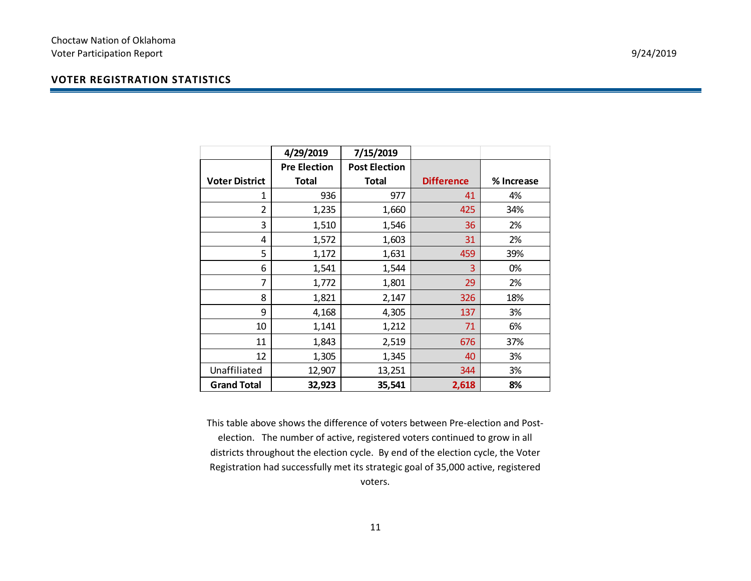Choctaw Nation of Oklahoma
Voter Participation Report

9/24/2019

## VOTER REGISTRATION STATISTICS

| | 4/29/2019 | 7/15/2019 | | |
|---|---|---|---|---|
| Voter District | Pre Election Total | Post Election Total | Difference | % Increase |
| 1 | 936 | 977 | 41 | 4% |
| 2 | 1,235 | 1,660 | 425 | 34% |
| 3 | 1,510 | 1,546 | 36 | 2% |
| 4 | 1,572 | 1,603 | 31 | 2% |
| 5 | 1,172 | 1,631 | 459 | 39% |
| 6 | 1,541 | 1,544 | 3 | 0% |
| 7 | 1,772 | 1,801 | 29 | 2% |
| 8 | 1,821 | 2,147 | 326 | 18% |
| 9 | 4,168 | 4,305 | 137 | 3% |
| 10 | 1,141 | 1,212 | 71 | 6% |
| 11 | 1,843 | 2,519 | 676 | 37% |
| 12 | 1,305 | 1,345 | 40 | 3% |
| Unaffiliated | 12,907 | 13,251 | 344 | 3% |
| **Grand Total** | **32,923** | **35,541** | **2,618** | **8%** |

This table above shows the difference of voters between Pre-election and Post-election. The number of active, registered voters continued to grow in all districts throughout the election cycle. By end of the election cycle, the Voter Registration had successfully met its strategic goal of 35,000 active, registered voters.